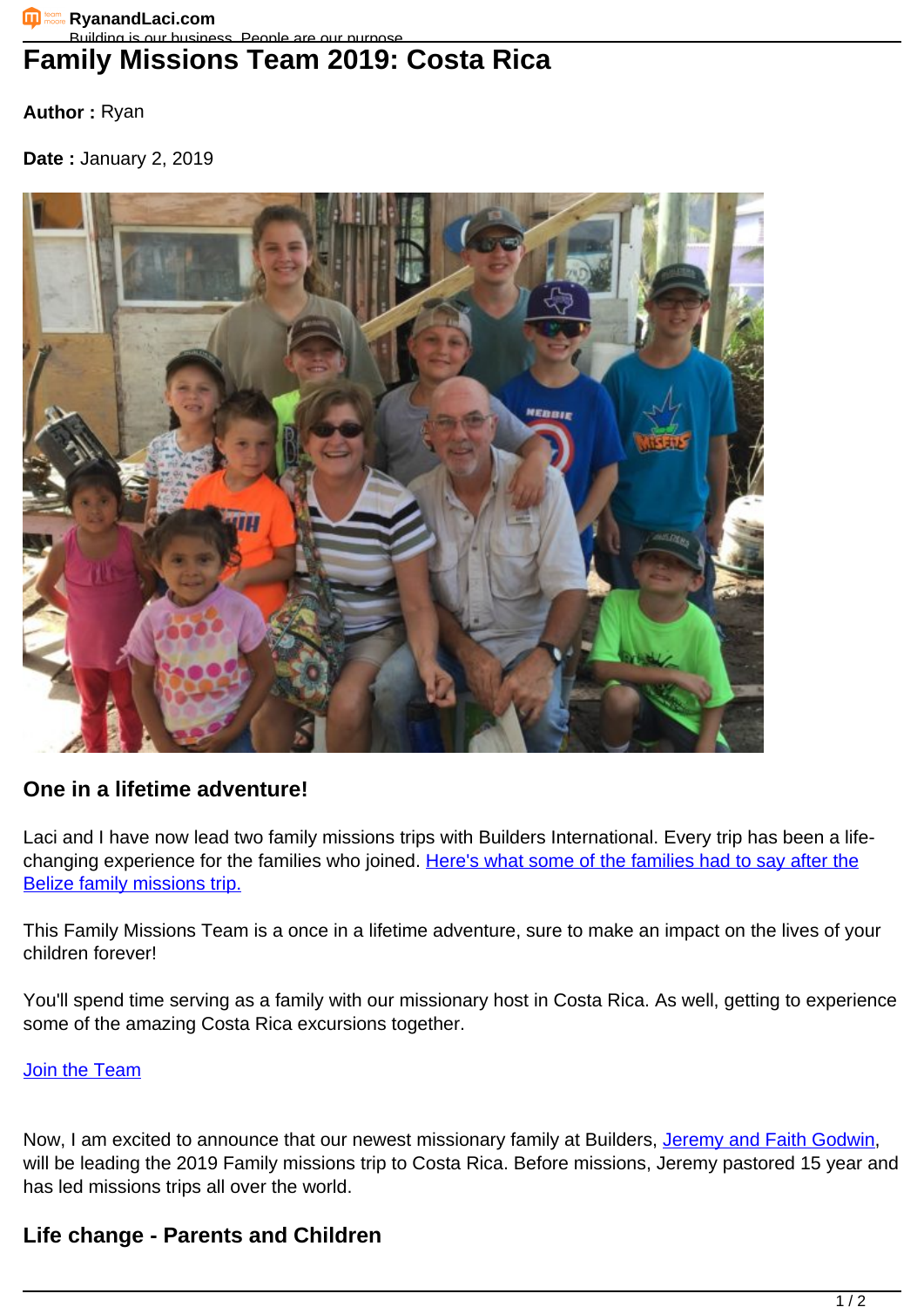# Family Missions Team 2019: Costa Rica

**Author :** Ryan

**Date :** January 2, 2019

## One in a lifetime adventure!

Laci and I have now lead two family missions trips with Builders International. Every trip has been a life-changing experience for the families who joined. [Here's what some of the families had to say after the Belize family missions trip.]

This Family Missions Team is a once in a lifetime adventure, sure to make an impact on the lives of your children forever!

You'll spend time serving as a family with our missionary host in Costa Rica. As well, getting to experience some of the amazing Costa Rica excursions together.

[Join the Team]

Now, I am excited to announce that our newest missionary family at Builders, [Jeremy and Faith Godwin], will be leading the 2019 Family missions trip to Costa Rica. Before missions, Jeremy pastored 15 year and has led missions trips all over the world.

## Life change - Parents and Children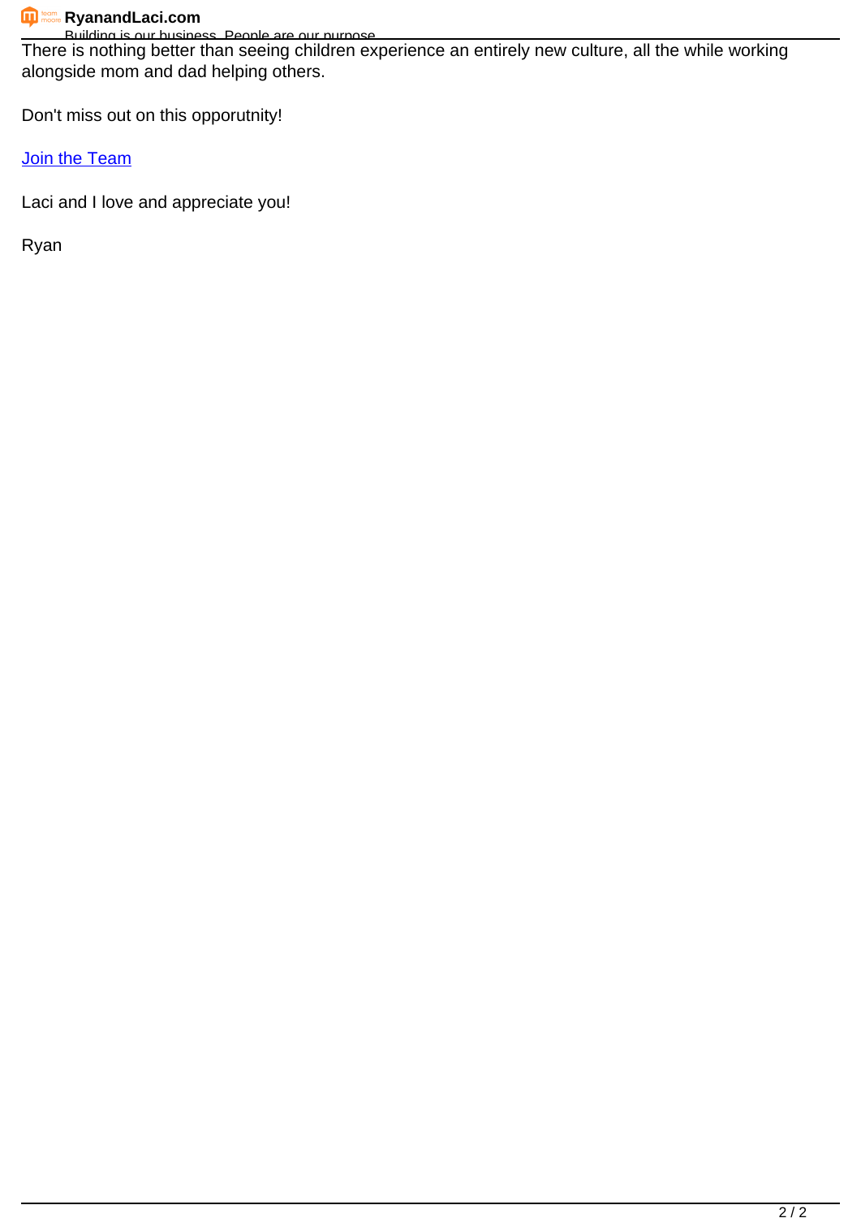There is nothing better than seeing children experience an entirely new culture, all the while working alongside mom and dad helping others.

Don't miss out on this opporutnity!

[Join the Team]

Laci and I love and appreciate you!

Ryan